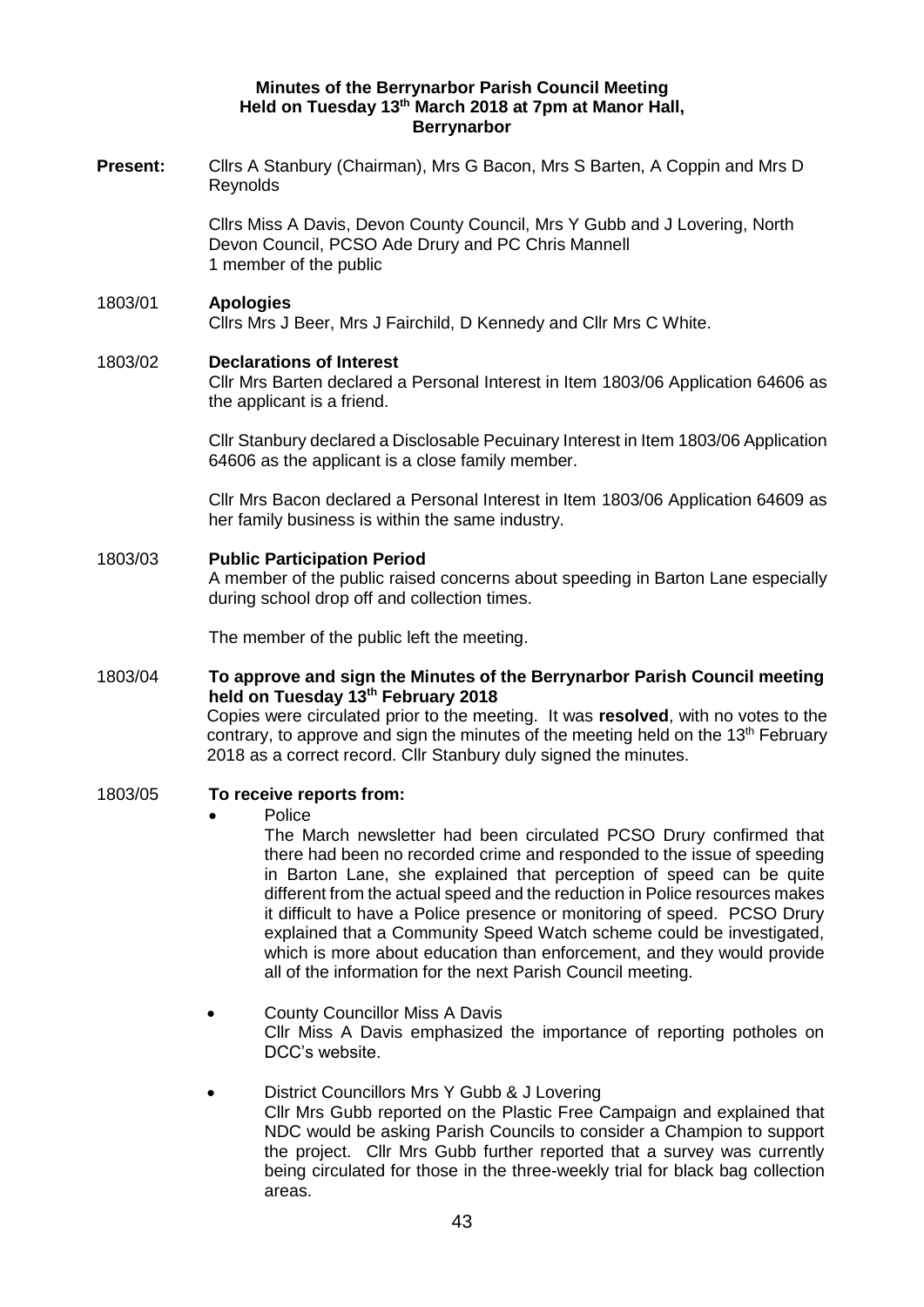# Minutes of the Berrynarbor Parish Council Meeting
## Held on Tuesday 13th March 2018 at 7pm at Manor Hall, Berrynarbor

**Present:** Cllrs A Stanbury (Chairman), Mrs G Bacon, Mrs S Barten, A Coppin and Mrs D Reynolds

Cllrs Miss A Davis, Devon County Council, Mrs Y Gubb and J Lovering, North Devon Council, PCSO Ade Drury and PC Chris Mannell
1 member of the public

**1803/01 Apologies**

Cllrs Mrs J Beer, Mrs J Fairchild, D Kennedy and Cllr Mrs C White.

**1803/02 Declarations of Interest**

Cllr Mrs Barten declared a Personal Interest in Item 1803/06 Application 64606 as the applicant is a friend.

Cllr Stanbury declared a Disclosable Pecuinary Interest in Item 1803/06 Application 64606 as the applicant is a close family member.

Cllr Mrs Bacon declared a Personal Interest in Item 1803/06 Application 64609 as her family business is within the same industry.

**1803/03 Public Participation Period**

A member of the public raised concerns about speeding in Barton Lane especially during school drop off and collection times.

The member of the public left the meeting.

**1803/04 To approve and sign the Minutes of the Berrynarbor Parish Council meeting held on Tuesday 13th February 2018**

Copies were circulated prior to the meeting. It was **resolved**, with no votes to the contrary, to approve and sign the minutes of the meeting held on the 13th February 2018 as a correct record. Cllr Stanbury duly signed the minutes.

**1803/05 To receive reports from:**

- Police

  The March newsletter had been circulated PCSO Drury confirmed that there had been no recorded crime and responded to the issue of speeding in Barton Lane, she explained that perception of speed can be quite different from the actual speed and the reduction in Police resources makes it difficult to have a Police presence or monitoring of speed. PCSO Drury explained that a Community Speed Watch scheme could be investigated, which is more about education than enforcement, and they would provide all of the information for the next Parish Council meeting.

- County Councillor Miss A Davis

  Cllr Miss A Davis emphasized the importance of reporting potholes on DCC's website.

- District Councillors Mrs Y Gubb & J Lovering

  Cllr Mrs Gubb reported on the Plastic Free Campaign and explained that NDC would be asking Parish Councils to consider a Champion to support the project. Cllr Mrs Gubb further reported that a survey was currently being circulated for those in the three-weekly trial for black bag collection areas.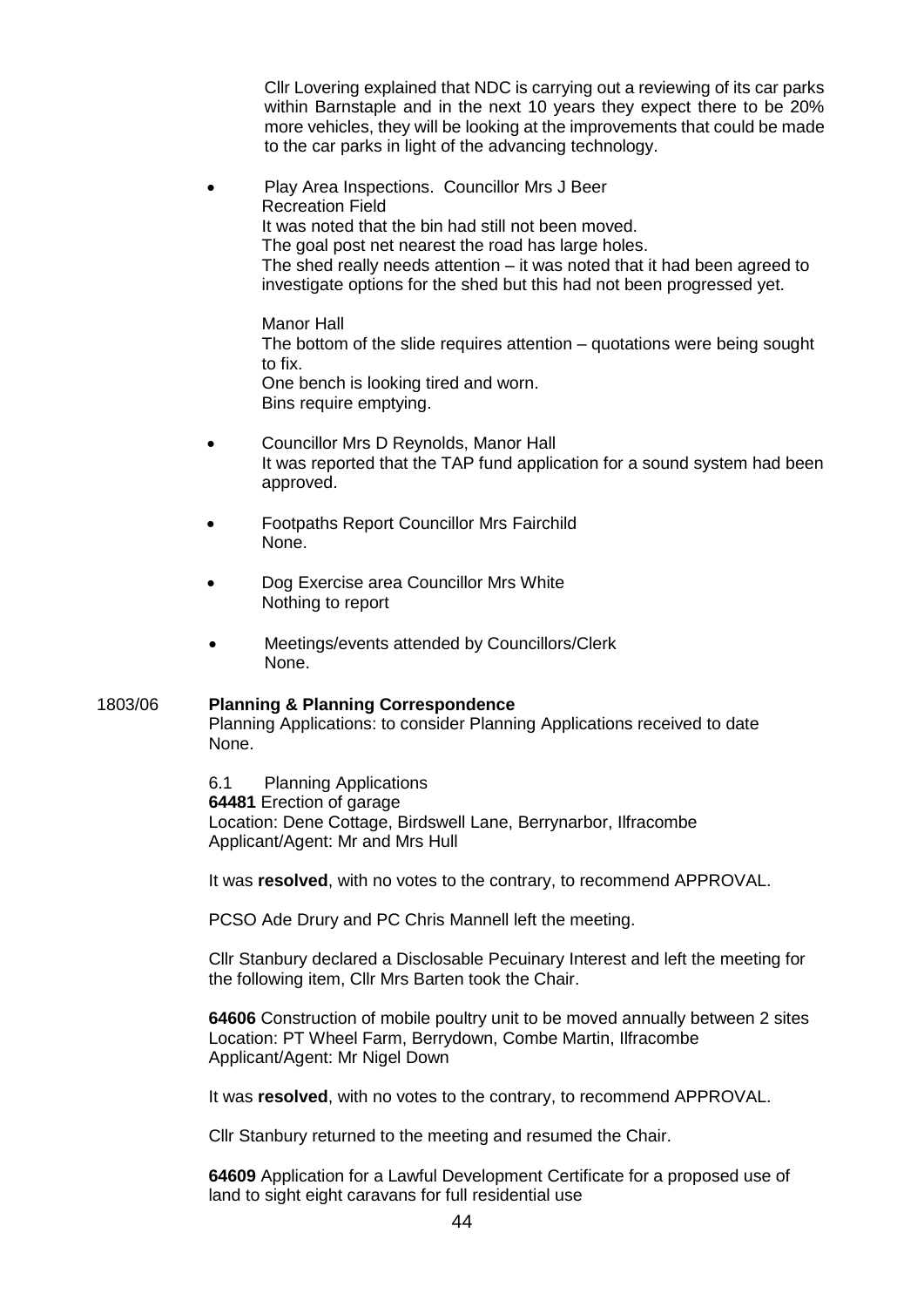Cllr Lovering explained that NDC is carrying out a reviewing of its car parks within Barnstaple and in the next 10 years they expect there to be 20% more vehicles, they will be looking at the improvements that could be made to the car parks in light of the advancing technology.

- Play Area Inspections. Councillor Mrs J Beer
  Recreation Field
  It was noted that the bin had still not been moved.
  The goal post net nearest the road has large holes.
  The shed really needs attention – it was noted that it had been agreed to investigate options for the shed but this had not been progressed yet.

  Manor Hall
  The bottom of the slide requires attention – quotations were being sought to fix.
  One bench is looking tired and worn.
  Bins require emptying.

- Councillor Mrs D Reynolds, Manor Hall
  It was reported that the TAP fund application for a sound system had been approved.

- Footpaths Report Councillor Mrs Fairchild
  None.

- Dog Exercise area Councillor Mrs White
  Nothing to report

- Meetings/events attended by Councillors/Clerk
  None.

1803/06 **Planning & Planning Correspondence**
Planning Applications: to consider Planning Applications received to date
None.

6.1 Planning Applications
**64481** Erection of garage
Location: Dene Cottage, Birdswell Lane, Berrynarbor, Ilfracombe
Applicant/Agent: Mr and Mrs Hull

It was **resolved**, with no votes to the contrary, to recommend APPROVAL.

PCSO Ade Drury and PC Chris Mannell left the meeting.

Cllr Stanbury declared a Disclosable Pecuinary Interest and left the meeting for the following item, Cllr Mrs Barten took the Chair.

**64606** Construction of mobile poultry unit to be moved annually between 2 sites
Location: PT Wheel Farm, Berrydown, Combe Martin, Ilfracombe
Applicant/Agent: Mr Nigel Down

It was **resolved**, with no votes to the contrary, to recommend APPROVAL.

Cllr Stanbury returned to the meeting and resumed the Chair.

**64609** Application for a Lawful Development Certificate for a proposed use of land to sight eight caravans for full residential use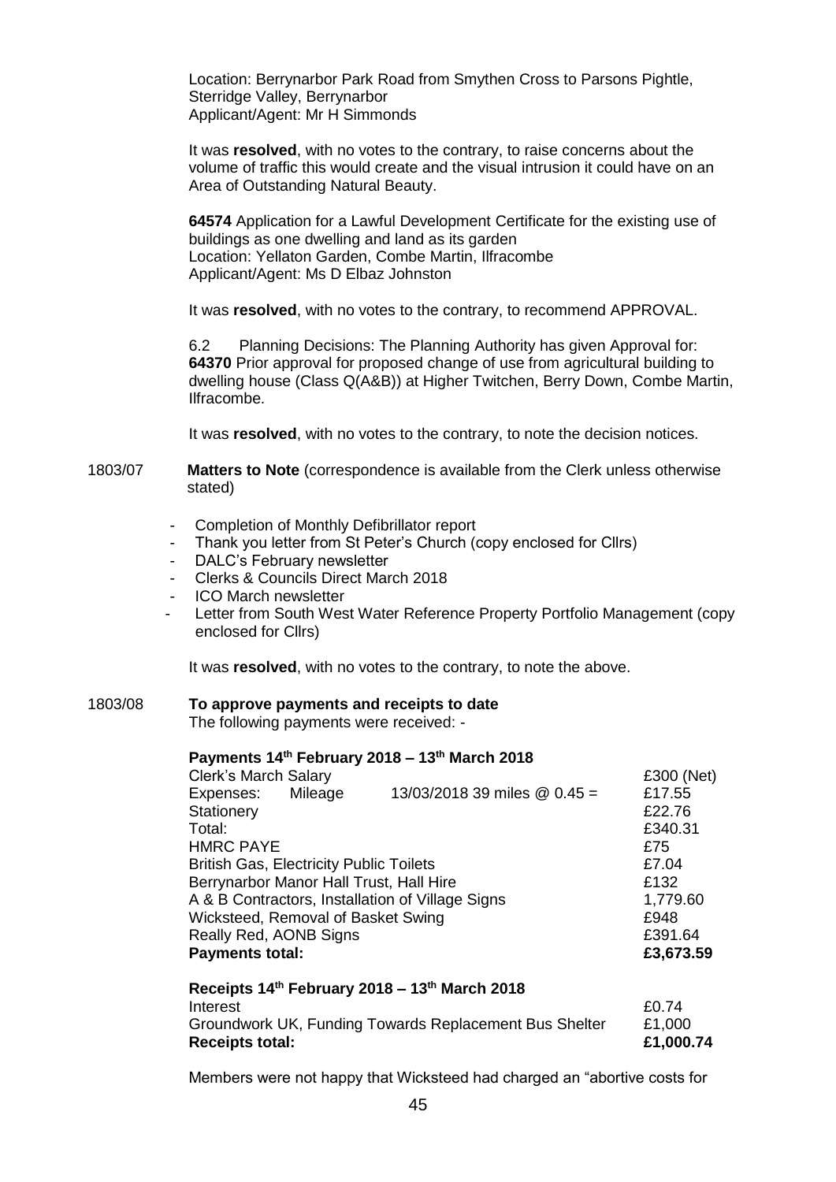Location: Berrynarbor Park Road from Smythen Cross to Parsons Pightle, Sterridge Valley, Berrynarbor
Applicant/Agent: Mr H Simmonds

It was **resolved**, with no votes to the contrary, to raise concerns about the volume of traffic this would create and the visual intrusion it could have on an Area of Outstanding Natural Beauty.

**64574** Application for a Lawful Development Certificate for the existing use of buildings as one dwelling and land as its garden
Location: Yellaton Garden, Combe Martin, Ilfracombe
Applicant/Agent: Ms D Elbaz Johnston

It was **resolved**, with no votes to the contrary, to recommend APPROVAL.

6.2 Planning Decisions: The Planning Authority has given Approval for:
**64370** Prior approval for proposed change of use from agricultural building to dwelling house (Class Q(A&B)) at Higher Twitchen, Berry Down, Combe Martin, Ilfracombe.

It was **resolved**, with no votes to the contrary, to note the decision notices.

1803/07 **Matters to Note** (correspondence is available from the Clerk unless otherwise stated)

- Completion of Monthly Defibrillator report
- Thank you letter from St Peter's Church (copy enclosed for Cllrs)
- DALC's February newsletter
- Clerks & Councils Direct March 2018
- ICO March newsletter
- Letter from South West Water Reference Property Portfolio Management (copy enclosed for Cllrs)

It was **resolved**, with no votes to the contrary, to note the above.

1803/08 **To approve payments and receipts to date**
The following payments were received: -

**Payments 14th February 2018 – 13th March 2018**

| | |
|---|---|
| Clerk's March Salary | £300 (Net) |
| Expenses: Mileage 13/03/2018 39 miles @ 0.45 = | £17.55 |
| Stationery | £22.76 |
| Total: | £340.31 |
| HMRC PAYE | £75 |
| British Gas, Electricity Public Toilets | £7.04 |
| Berrynarbor Manor Hall Trust, Hall Hire | £132 |
| A & B Contractors, Installation of Village Signs | 1,779.60 |
| Wicksteed, Removal of Basket Swing | £948 |
| Really Red, AONB Signs | £391.64 |
| **Payments total:** | **£3,673.59** |

**Receipts 14th February 2018 – 13th March 2018**

| | |
|---|---|
| Interest | £0.74 |
| Groundwork UK, Funding Towards Replacement Bus Shelter | £1,000 |
| **Receipts total:** | **£1,000.74** |

Members were not happy that Wicksteed had charged an "abortive costs for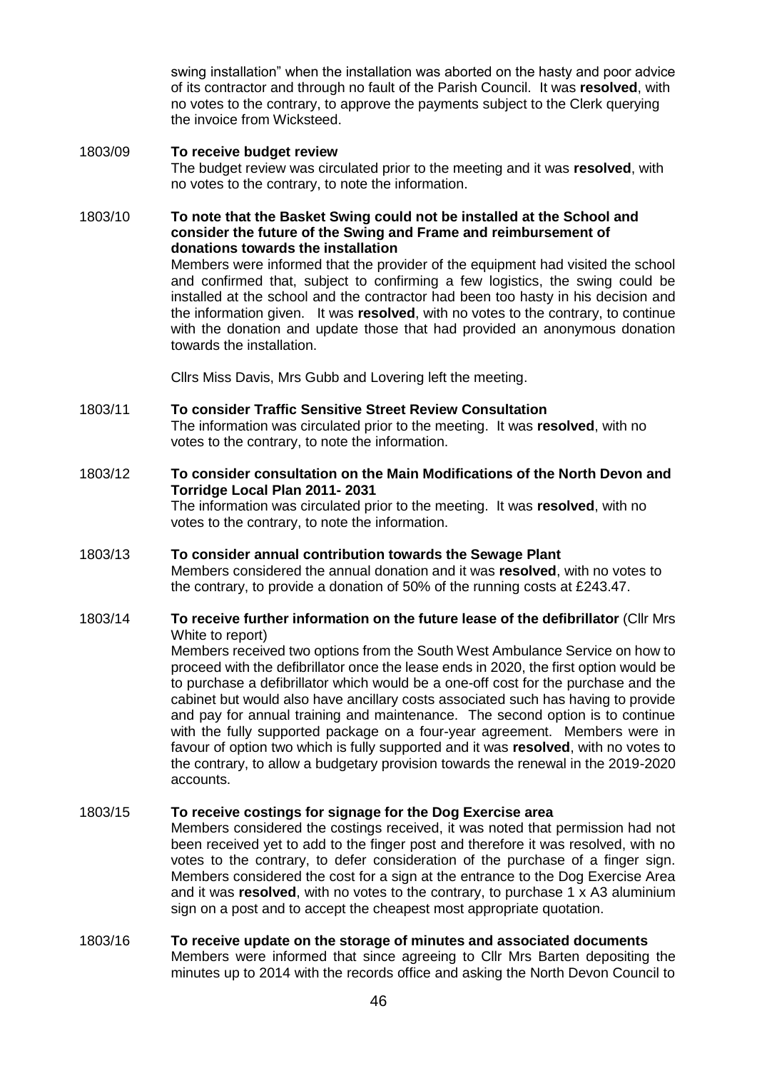swing installation" when the installation was aborted on the hasty and poor advice of its contractor and through no fault of the Parish Council. It was **resolved**, with no votes to the contrary, to approve the payments subject to the Clerk querying the invoice from Wicksteed.

1803/09 **To receive budget review**

The budget review was circulated prior to the meeting and it was **resolved**, with no votes to the contrary, to note the information.

1803/10 **To note that the Basket Swing could not be installed at the School and consider the future of the Swing and Frame and reimbursement of donations towards the installation**

Members were informed that the provider of the equipment had visited the school and confirmed that, subject to confirming a few logistics, the swing could be installed at the school and the contractor had been too hasty in his decision and the information given. It was **resolved**, with no votes to the contrary, to continue with the donation and update those that had provided an anonymous donation towards the installation.

Cllrs Miss Davis, Mrs Gubb and Lovering left the meeting.

1803/11 **To consider Traffic Sensitive Street Review Consultation**

The information was circulated prior to the meeting. It was **resolved**, with no votes to the contrary, to note the information.

1803/12 **To consider consultation on the Main Modifications of the North Devon and Torridge Local Plan 2011- 2031**

The information was circulated prior to the meeting. It was **resolved**, with no votes to the contrary, to note the information.

1803/13 **To consider annual contribution towards the Sewage Plant**

Members considered the annual donation and it was **resolved**, with no votes to the contrary, to provide a donation of 50% of the running costs at £243.47.

1803/14 **To receive further information on the future lease of the defibrillator** (Cllr Mrs White to report)

Members received two options from the South West Ambulance Service on how to proceed with the defibrillator once the lease ends in 2020, the first option would be to purchase a defibrillator which would be a one-off cost for the purchase and the cabinet but would also have ancillary costs associated such has having to provide and pay for annual training and maintenance. The second option is to continue with the fully supported package on a four-year agreement. Members were in favour of option two which is fully supported and it was **resolved**, with no votes to the contrary, to allow a budgetary provision towards the renewal in the 2019-2020 accounts.

1803/15 **To receive costings for signage for the Dog Exercise area**

Members considered the costings received, it was noted that permission had not been received yet to add to the finger post and therefore it was resolved, with no votes to the contrary, to defer consideration of the purchase of a finger sign. Members considered the cost for a sign at the entrance to the Dog Exercise Area and it was **resolved**, with no votes to the contrary, to purchase 1 x A3 aluminium sign on a post and to accept the cheapest most appropriate quotation.

1803/16 **To receive update on the storage of minutes and associated documents**

Members were informed that since agreeing to Cllr Mrs Barten depositing the minutes up to 2014 with the records office and asking the North Devon Council to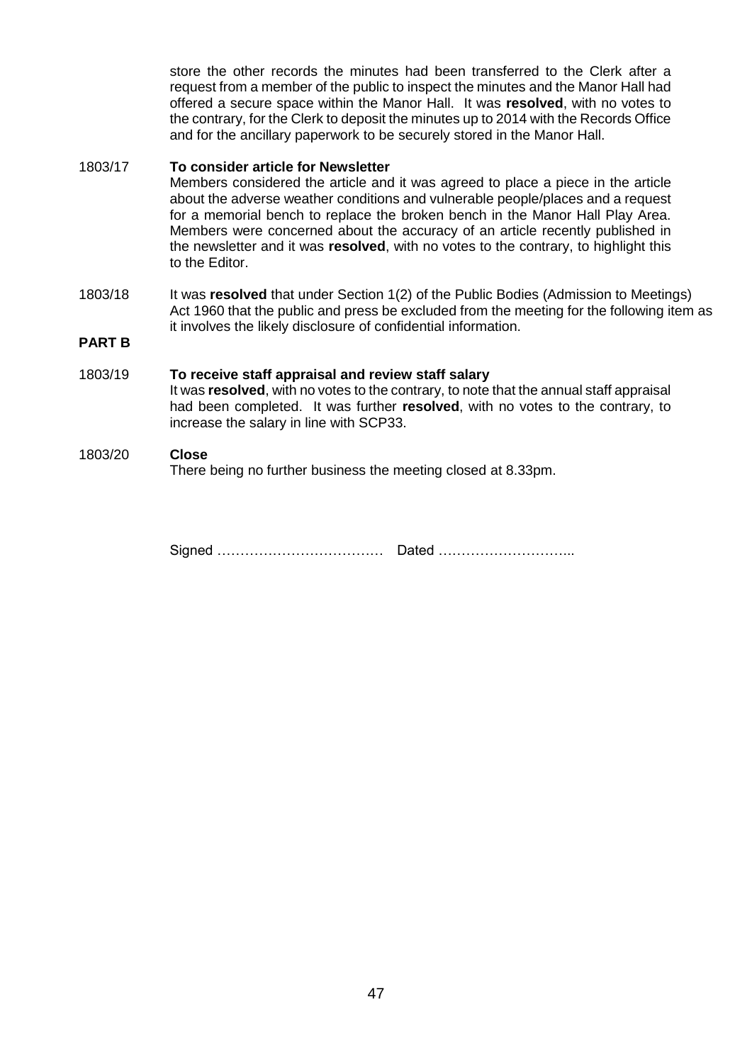store the other records the minutes had been transferred to the Clerk after a request from a member of the public to inspect the minutes and the Manor Hall had offered a secure space within the Manor Hall. It was **resolved**, with no votes to the contrary, for the Clerk to deposit the minutes up to 2014 with the Records Office and for the ancillary paperwork to be securely stored in the Manor Hall.

1803/17 **To consider article for Newsletter**

Members considered the article and it was agreed to place a piece in the article about the adverse weather conditions and vulnerable people/places and a request for a memorial bench to replace the broken bench in the Manor Hall Play Area. Members were concerned about the accuracy of an article recently published in the newsletter and it was **resolved**, with no votes to the contrary, to highlight this to the Editor.

1803/18 It was **resolved** that under Section 1(2) of the Public Bodies (Admission to Meetings) Act 1960 that the public and press be excluded from the meeting for the following item as it involves the likely disclosure of confidential information.

**PART B**

1803/19 **To receive staff appraisal and review staff salary**

It was **resolved**, with no votes to the contrary, to note that the annual staff appraisal had been completed. It was further **resolved**, with no votes to the contrary, to increase the salary in line with SCP33.

1803/20 **Close**

There being no further business the meeting closed at 8.33pm.

Signed ……………………………… Dated ………………………..